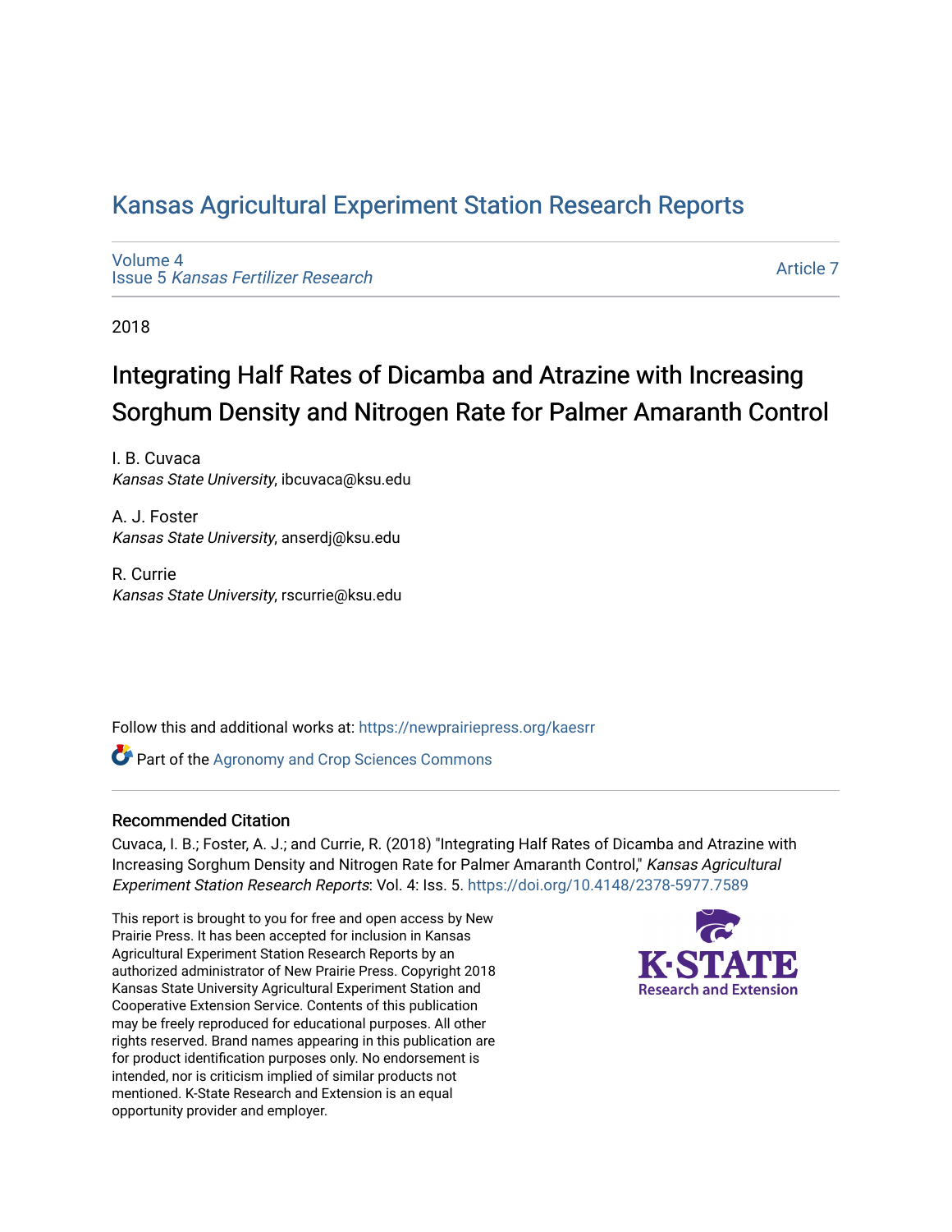# Kansas Agricultural Experiment Station Research Reports

Volume 4
Issue 5 *Kansas Fertilizer Research*

Article 7

2018

## Integrating Half Rates of Dicamba and Atrazine with Increasing Sorghum Density and Nitrogen Rate for Palmer Amaranth Control

I. B. Cuvaca
*Kansas State University*, ibcuvaca@ksu.edu

A. J. Foster
*Kansas State University*, anserdj@ksu.edu

R. Currie
*Kansas State University*, rscurrie@ksu.edu

Follow this and additional works at: https://newprairiepress.org/kaesrr

Part of the Agronomy and Crop Sciences Commons

### Recommended Citation

Cuvaca, I. B.; Foster, A. J.; and Currie, R. (2018) "Integrating Half Rates of Dicamba and Atrazine with Increasing Sorghum Density and Nitrogen Rate for Palmer Amaranth Control," *Kansas Agricultural Experiment Station Research Reports*: Vol. 4: Iss. 5. https://doi.org/10.4148/2378-5977.7589

This report is brought to you for free and open access by New Prairie Press. It has been accepted for inclusion in Kansas Agricultural Experiment Station Research Reports by an authorized administrator of New Prairie Press. Copyright 2018 Kansas State University Agricultural Experiment Station and Cooperative Extension Service. Contents of this publication may be freely reproduced for educational purposes. All other rights reserved. Brand names appearing in this publication are for product identification purposes only. No endorsement is intended, nor is criticism implied of similar products not mentioned. K-State Research and Extension is an equal opportunity provider and employer.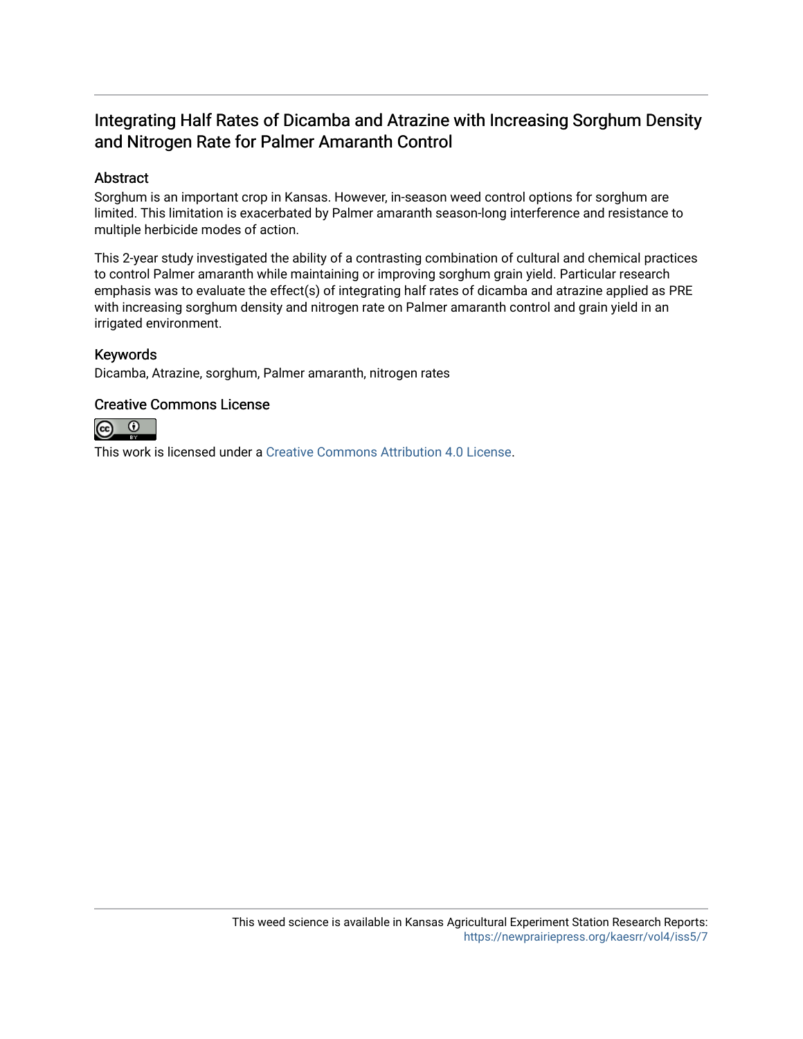# Integrating Half Rates of Dicamba and Atrazine with Increasing Sorghum Density and Nitrogen Rate for Palmer Amaranth Control

## Abstract

Sorghum is an important crop in Kansas. However, in-season weed control options for sorghum are limited. This limitation is exacerbated by Palmer amaranth season-long interference and resistance to multiple herbicide modes of action.

This 2-year study investigated the ability of a contrasting combination of cultural and chemical practices to control Palmer amaranth while maintaining or improving sorghum grain yield. Particular research emphasis was to evaluate the effect(s) of integrating half rates of dicamba and atrazine applied as PRE with increasing sorghum density and nitrogen rate on Palmer amaranth control and grain yield in an irrigated environment.

## Keywords

Dicamba, Atrazine, sorghum, Palmer amaranth, nitrogen rates

## Creative Commons License

This work is licensed under a Creative Commons Attribution 4.0 License.

This weed science is available in Kansas Agricultural Experiment Station Research Reports: https://newprairiepress.org/kaesrr/vol4/iss5/7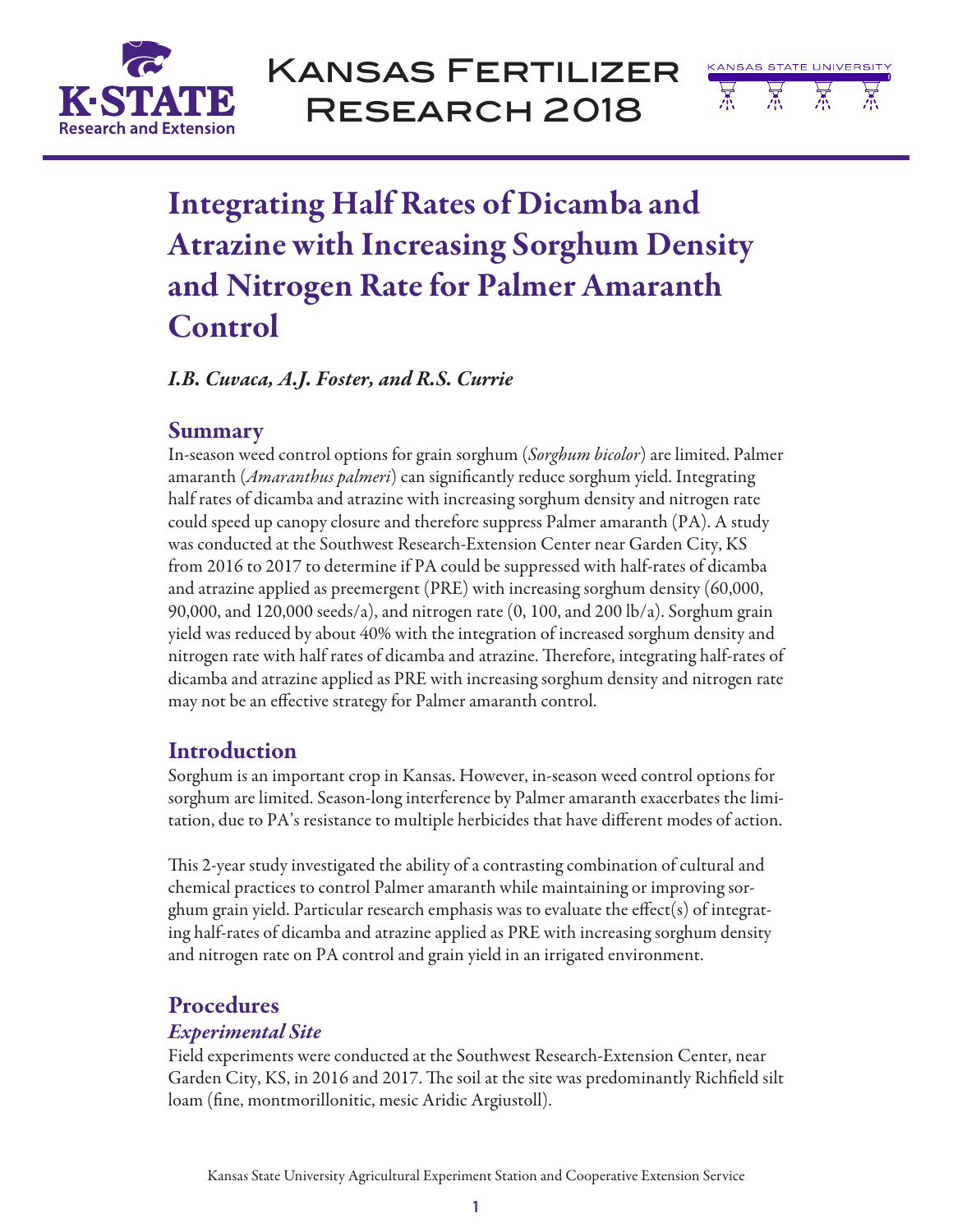# Integrating Half Rates of Dicamba and Atrazine with Increasing Sorghum Density and Nitrogen Rate for Palmer Amaranth Control

*I.B. Cuvaca, A.J. Foster, and R.S. Currie*

## Summary

In-season weed control options for grain sorghum (*Sorghum bicolor*) are limited. Palmer amaranth (*Amaranthus palmeri*) can significantly reduce sorghum yield. Integrating half rates of dicamba and atrazine with increasing sorghum density and nitrogen rate could speed up canopy closure and therefore suppress Palmer amaranth (PA). A study was conducted at the Southwest Research-Extension Center near Garden City, KS from 2016 to 2017 to determine if PA could be suppressed with half-rates of dicamba and atrazine applied as preemergent (PRE) with increasing sorghum density (60,000, 90,000, and 120,000 seeds/a), and nitrogen rate (0, 100, and 200 lb/a). Sorghum grain yield was reduced by about 40% with the integration of increased sorghum density and nitrogen rate with half rates of dicamba and atrazine. Therefore, integrating half-rates of dicamba and atrazine applied as PRE with increasing sorghum density and nitrogen rate may not be an effective strategy for Palmer amaranth control.

## Introduction

Sorghum is an important crop in Kansas. However, in-season weed control options for sorghum are limited. Season-long interference by Palmer amaranth exacerbates the limitation, due to PA's resistance to multiple herbicides that have different modes of action.

This 2-year study investigated the ability of a contrasting combination of cultural and chemical practices to control Palmer amaranth while maintaining or improving sorghum grain yield. Particular research emphasis was to evaluate the effect(s) of integrating half-rates of dicamba and atrazine applied as PRE with increasing sorghum density and nitrogen rate on PA control and grain yield in an irrigated environment.

## Procedures

### *Experimental Site*

Field experiments were conducted at the Southwest Research-Extension Center, near Garden City, KS, in 2016 and 2017. The soil at the site was predominantly Richfield silt loam (fine, montmorillonitic, mesic Aridic Argiustoll).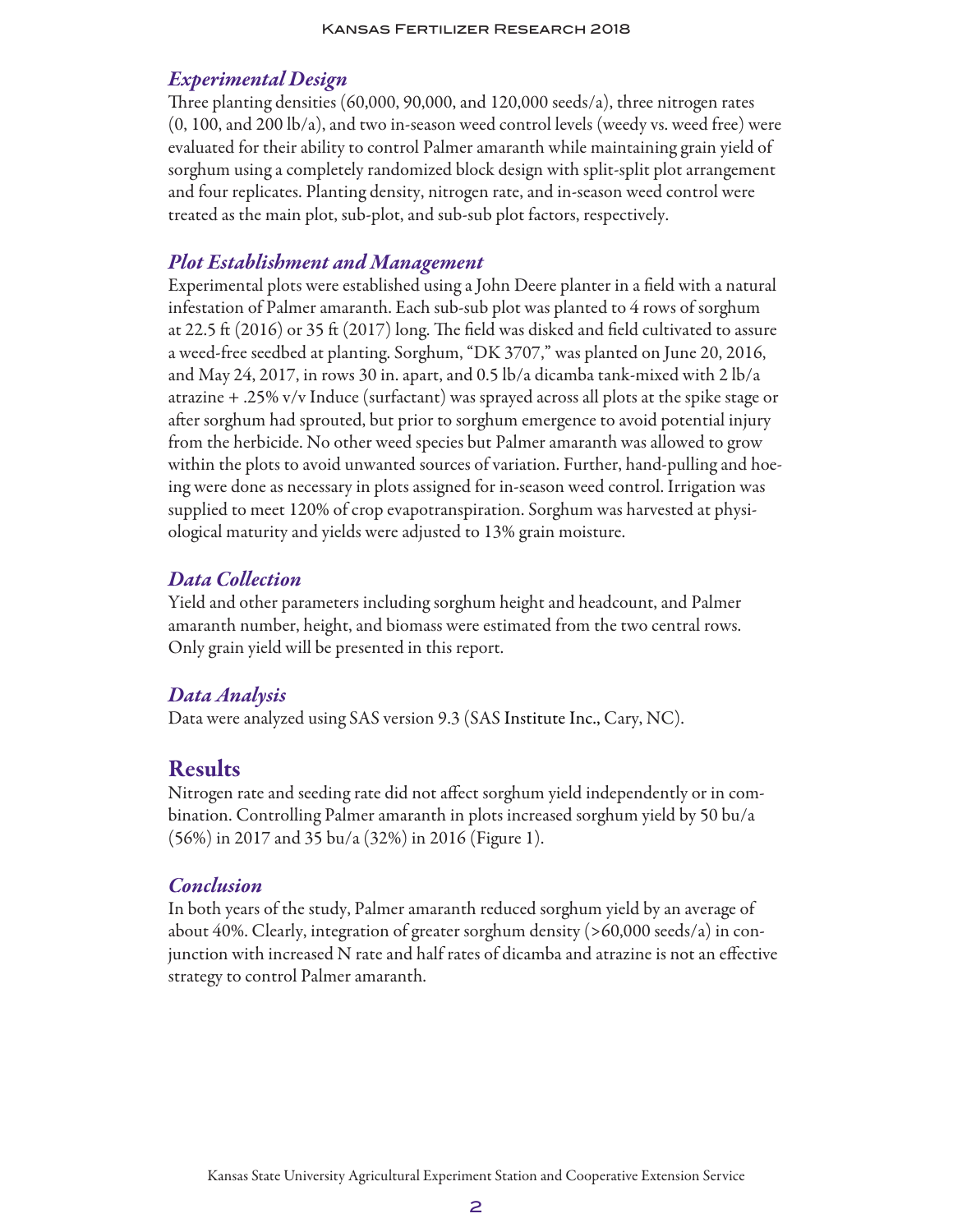### Experimental Design

Three planting densities (60,000, 90,000, and 120,000 seeds/a), three nitrogen rates (0, 100, and 200 lb/a), and two in-season weed control levels (weedy vs. weed free) were evaluated for their ability to control Palmer amaranth while maintaining grain yield of sorghum using a completely randomized block design with split-split plot arrangement and four replicates. Planting density, nitrogen rate, and in-season weed control were treated as the main plot, sub-plot, and sub-sub plot factors, respectively.

### Plot Establishment and Management

Experimental plots were established using a John Deere planter in a field with a natural infestation of Palmer amaranth. Each sub-sub plot was planted to 4 rows of sorghum at 22.5 ft (2016) or 35 ft (2017) long. The field was disked and field cultivated to assure a weed-free seedbed at planting. Sorghum, "DK 3707," was planted on June 20, 2016, and May 24, 2017, in rows 30 in. apart, and 0.5 lb/a dicamba tank-mixed with 2 lb/a atrazine + .25% v/v Induce (surfactant) was sprayed across all plots at the spike stage or after sorghum had sprouted, but prior to sorghum emergence to avoid potential injury from the herbicide. No other weed species but Palmer amaranth was allowed to grow within the plots to avoid unwanted sources of variation. Further, hand-pulling and hoeing were done as necessary in plots assigned for in-season weed control. Irrigation was supplied to meet 120% of crop evapotranspiration. Sorghum was harvested at physiological maturity and yields were adjusted to 13% grain moisture.

### Data Collection

Yield and other parameters including sorghum height and headcount, and Palmer amaranth number, height, and biomass were estimated from the two central rows. Only grain yield will be presented in this report.

### Data Analysis

Data were analyzed using SAS version 9.3 (SAS Institute Inc., Cary, NC).

## Results

Nitrogen rate and seeding rate did not affect sorghum yield independently or in combination. Controlling Palmer amaranth in plots increased sorghum yield by 50 bu/a (56%) in 2017 and 35 bu/a (32%) in 2016 (Figure 1).

### Conclusion

In both years of the study, Palmer amaranth reduced sorghum yield by an average of about 40%. Clearly, integration of greater sorghum density (>60,000 seeds/a) in conjunction with increased N rate and half rates of dicamba and atrazine is not an effective strategy to control Palmer amaranth.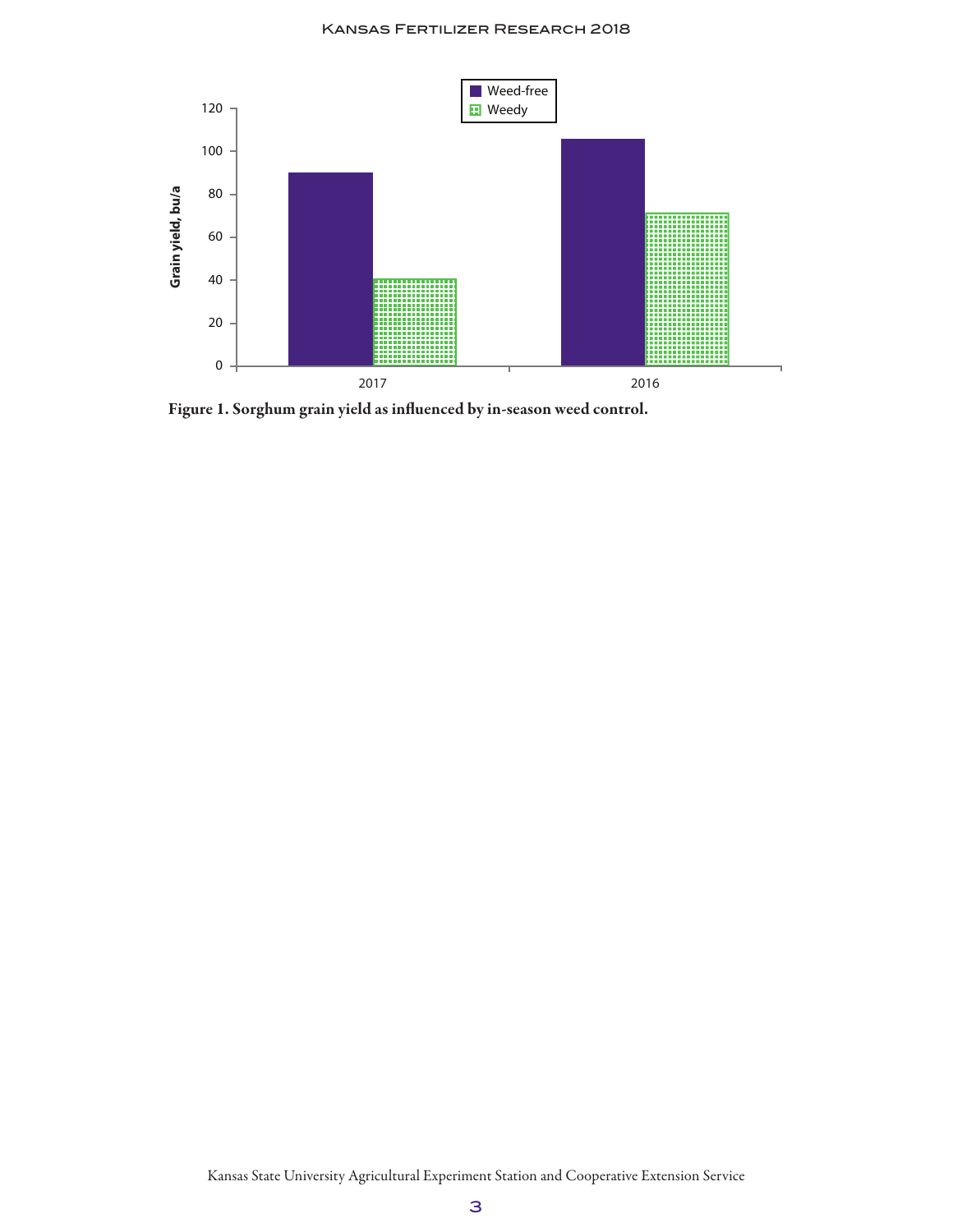Weed-free
Weedy

Grain yield, bu/a

120
100
80
60
40
20
0

2017
2016

**Figure 1. Sorghum grain yield as influenced by in-season weed control.**